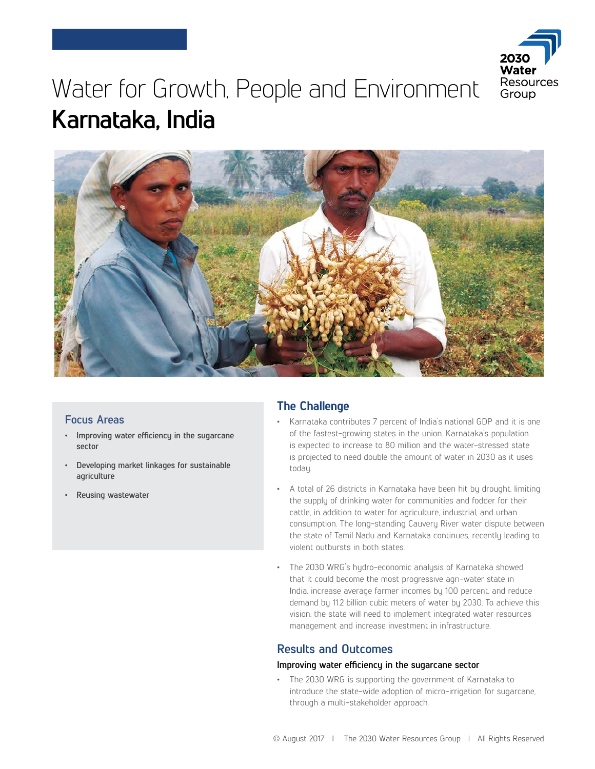# Water for Growth, People and Environment
## Karnataka, India

### Focus Areas

- Improving water efficiency in the sugarcane sector
- Developing market linkages for sustainable agriculture
- Reusing wastewater

## The Challenge

- Karnataka contributes 7 percent of India's national GDP and it is one of the fastest-growing states in the union. Karnataka's population is expected to increase to 80 million and the water-stressed state is projected to need double the amount of water in 2030 as it uses today.
- A total of 26 districts in Karnataka have been hit by drought, limiting the supply of drinking water for communities and fodder for their cattle, in addition to water for agriculture, industrial, and urban consumption. The long-standing Cauvery River water dispute between the state of Tamil Nadu and Karnataka continues, recently leading to violent outbursts in both states.
- The 2030 WRG's hydro-economic analysis of Karnataka showed that it could become the most progressive agri-water state in India, increase average farmer incomes by 100 percent, and reduce demand by 11.2 billion cubic meters of water by 2030. To achieve this vision, the state will need to implement integrated water resources management and increase investment in infrastructure.

## Results and Outcomes

**Improving water efficiency in the sugarcane sector**

- The 2030 WRG is supporting the government of Karnataka to introduce the state-wide adoption of micro-irrigation for sugarcane, through a multi-stakeholder approach.

© August 2017 | The 2030 Water Resources Group | All Rights Reserved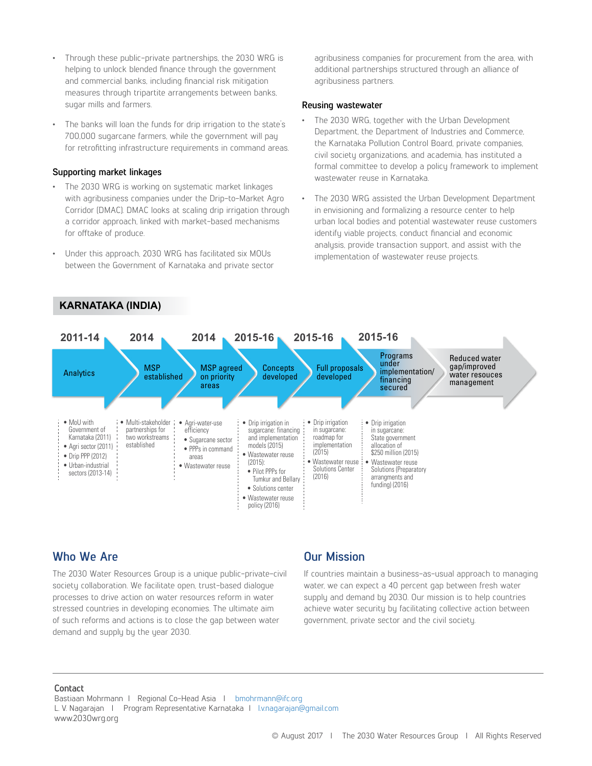- Through these public-private partnerships, the 2030 WRG is helping to unlock blended finance through the government and commercial banks, including financial risk mitigation measures through tripartite arrangements between banks, sugar mills and farmers.
- The banks will loan the funds for drip irrigation to the state's 700,000 sugarcane farmers, while the government will pay for retrofitting infrastructure requirements in command areas.

### Supporting market linkages

- The 2030 WRG is working on systematic market linkages with agribusiness companies under the Drip-to-Market Agro Corridor (DMAC). DMAC looks at scaling drip irrigation through a corridor approach, linked with market-based mechanisms for offtake of produce.
- Under this approach, 2030 WRG has facilitated six MOUs between the Government of Karnataka and private sector agribusiness companies for procurement from the area, with additional partnerships structured through an alliance of agribusiness partners.

### Reusing wastewater

- The 2030 WRG, together with the Urban Development Department, the Department of Industries and Commerce, the Karnataka Pollution Control Board, private companies, civil society organizations, and academia, has instituted a formal committee to develop a policy framework to implement wastewater reuse in Karnataka.
- The 2030 WRG assisted the Urban Development Department in envisioning and formalizing a resource center to help urban local bodies and potential wastewater reuse customers identify viable projects, conduct financial and economic analysis, provide transaction support, and assist with the implementation of wastewater reuse projects.

## KARNATAKA (INDIA)

2011-14 — Analytics
- MoU with Government of Karnataka (2011)
- Agri sector (2011)
- Drip PPP (2012)
- Urban-industrial sectors (2013-14)

2014 — MSP established
- Multi-stakeholder partnerships for two workstreams established

2014 — MSP agreed on priority areas
- Agri-water-use efficiency
  - Sugarcane sector
  - PPPs in command areas
- Wastewater reuse

2015-16 — Concepts developed
- Drip irrigation in sugarcane: financing and implementation models (2015)
- Wastewater reuse (2015):
  - Pilot PPPs for Tumkur and Bellary
  - Solutions center
- Wastewater reuse policy (2016)

2015-16 — Full proposals developed
- Drip irrigation in sugarcane: roadmap for implementation (2015)
- Wastewater reuse Solutions Center (2016)

2015-16 — Programs under implementation/ financing secured
- Drip irrigation in sugarcane: State government allocation of $250 million (2015)
- Wastewater reuse Solutions (Preparatory arrangments and funding) (2016)

Reduced water gap/improved water resouces management

## Who We Are

The 2030 Water Resources Group is a unique public-private-civil society collaboration. We facilitate open, trust-based dialogue processes to drive action on water resources reform in water stressed countries in developing economies. The ultimate aim of such reforms and actions is to close the gap between water demand and supply by the year 2030.

## Our Mission

If countries maintain a business-as-usual approach to managing water, we can expect a 40 percent gap between fresh water supply and demand by 2030. Our mission is to help countries achieve water security by facilitating collective action between government, private sector and the civil society.

---

**Contact**
Bastiaan Mohrmann | Regional Co-Head Asia | bmohrmann@ifc.org
L. V. Nagarajan | Program Representative Karnataka | l.v.nagarajan@gmail.com
www.2030wrg.org

© August 2017 | The 2030 Water Resources Group | All Rights Reserved